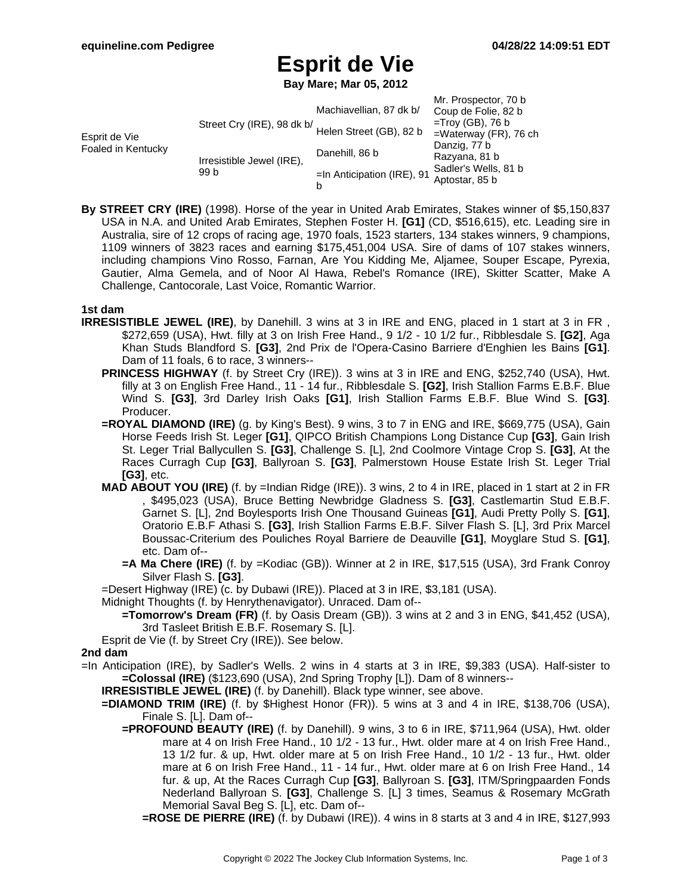# Esprit de Vie

**Bay Mare; Mar 05, 2012**

| | | | |
|---|---|---|---|
| Esprit de Vie Foaled in Kentucky | Street Cry (IRE), 98 dk b/ | Machiavellian, 87 dk b/ | Mr. Prospector, 70 b |
| | | | Coup de Folie, 82 b |
| | | Helen Street (GB), 82 b | =Troy (GB), 76 b |
| | | | =Waterway (FR), 76 ch |
| | Irresistible Jewel (IRE), 99 b | Danehill, 86 b | Danzig, 77 b |
| | | | Razyana, 81 b |
| | | =In Anticipation (IRE), 91 b | Sadler's Wells, 81 b |
| | | | Aptostar, 85 b |

**By STREET CRY (IRE)** (1998). Horse of the year in United Arab Emirates, Stakes winner of $5,150,837 USA in N.A. and United Arab Emirates, Stephen Foster H. **[G1]** (CD, $516,615), etc. Leading sire in Australia, sire of 12 crops of racing age, 1970 foals, 1523 starters, 134 stakes winners, 9 champions, 1109 winners of 3823 races and earning $175,451,004 USA. Sire of dams of 107 stakes winners, including champions Vino Rosso, Farnan, Are You Kidding Me, Aljamee, Souper Escape, Pyrexia, Gautier, Alma Gemela, and of Noor Al Hawa, Rebel's Romance (IRE), Skitter Scatter, Make A Challenge, Cantocorale, Last Voice, Romantic Warrior.

### 1st dam

**IRRESISTIBLE JEWEL (IRE)**, by Danehill. 3 wins at 3 in IRE and ENG, placed in 1 start at 3 in FR , $272,659 (USA), Hwt. filly at 3 on Irish Free Hand., 9 1/2 - 10 1/2 fur., Ribblesdale S. **[G2]**, Aga Khan Studs Blandford S. **[G3]**, 2nd Prix de l'Opera-Casino Barriere d'Enghien les Bains **[G1]**. Dam of 11 foals, 6 to race, 3 winners--

- **PRINCESS HIGHWAY** (f. by Street Cry (IRE)). 3 wins at 3 in IRE and ENG, $252,740 (USA), Hwt. filly at 3 on English Free Hand., 11 - 14 fur., Ribblesdale S. **[G2]**, Irish Stallion Farms E.B.F. Blue Wind S. **[G3]**, 3rd Darley Irish Oaks **[G1]**, Irish Stallion Farms E.B.F. Blue Wind S. **[G3]**. Producer.
- **=ROYAL DIAMOND (IRE)** (g. by King's Best). 9 wins, 3 to 7 in ENG and IRE, $669,775 (USA), Gain Horse Feeds Irish St. Leger **[G1]**, QIPCO British Champions Long Distance Cup **[G3]**, Gain Irish St. Leger Trial Ballycullen S. **[G3]**, Challenge S. [L], 2nd Coolmore Vintage Crop S. **[G3]**, At the Races Curragh Cup **[G3]**, Ballyroan S. **[G3]**, Palmerstown House Estate Irish St. Leger Trial **[G3]**, etc.
- **MAD ABOUT YOU (IRE)** (f. by =Indian Ridge (IRE)). 3 wins, 2 to 4 in IRE, placed in 1 start at 2 in FR , $495,023 (USA), Bruce Betting Newbridge Gladness S. **[G3]**, Castlemartin Stud E.B.F. Garnet S. [L], 2nd Boylesports Irish One Thousand Guineas **[G1]**, Audi Pretty Polly S. **[G1]**, Oratorio E.B.F Athasi S. **[G3]**, Irish Stallion Farms E.B.F. Silver Flash S. [L], 3rd Prix Marcel Boussac-Criterium des Pouliches Royal Barriere de Deauville **[G1]**, Moyglare Stud S. **[G1]**, etc. Dam of--
  - **=A Ma Chere (IRE)** (f. by =Kodiac (GB)). Winner at 2 in IRE, $17,515 (USA), 3rd Frank Conroy Silver Flash S. **[G3]**.
- =Desert Highway (IRE) (c. by Dubawi (IRE)). Placed at 3 in IRE, $3,181 (USA).
- Midnight Thoughts (f. by Henrythenavigator). Unraced. Dam of--
  - **=Tomorrow's Dream (FR)** (f. by Oasis Dream (GB)). 3 wins at 2 and 3 in ENG, $41,452 (USA), 3rd Tasleet British E.B.F. Rosemary S. [L].
- Esprit de Vie (f. by Street Cry (IRE)). See below.

### 2nd dam

=In Anticipation (IRE), by Sadler's Wells. 2 wins in 4 starts at 3 in IRE, $9,383 (USA). Half-sister to **=Colossal (IRE)** ($123,690 (USA), 2nd Spring Trophy [L]). Dam of 8 winners--

- **IRRESISTIBLE JEWEL (IRE)** (f. by Danehill). Black type winner, see above.
- **=DIAMOND TRIM (IRE)** (f. by $Highest Honor (FR)). 5 wins at 3 and 4 in IRE, $138,706 (USA), Finale S. [L]. Dam of--
  - **=PROFOUND BEAUTY (IRE)** (f. by Danehill). 9 wins, 3 to 6 in IRE, $711,964 (USA), Hwt. older mare at 4 on Irish Free Hand., 10 1/2 - 13 fur., Hwt. older mare at 4 on Irish Free Hand., 13 1/2 fur. & up, Hwt. older mare at 5 on Irish Free Hand., 10 1/2 - 13 fur., Hwt. older mare at 6 on Irish Free Hand., 11 - 14 fur., Hwt. older mare at 6 on Irish Free Hand., 14 fur. & up, At the Races Curragh Cup **[G3]**, Ballyroan S. **[G3]**, ITM/Springpaarden Fonds Nederland Ballyroan S. **[G3]**, Challenge S. [L] 3 times, Seamus & Rosemary McGrath Memorial Saval Beg S. [L], etc. Dam of--
    - **=ROSE DE PIERRE (IRE)** (f. by Dubawi (IRE)). 4 wins in 8 starts at 3 and 4 in IRE, $127,993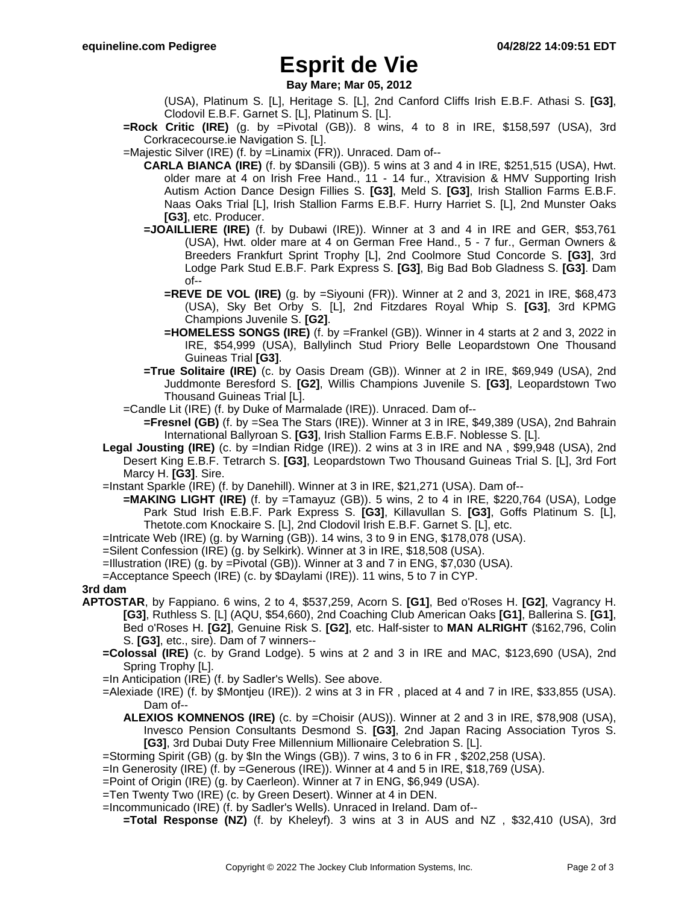# Esprit de Vie

**Bay Mare; Mar 05, 2012**

(USA), Platinum S. [L], Heritage S. [L], 2nd Canford Cliffs Irish E.B.F. Athasi S. **[G3]**, Clodovil E.B.F. Garnet S. [L], Platinum S. [L].

**=Rock Critic (IRE)** (g. by =Pivotal (GB)). 8 wins, 4 to 8 in IRE, $158,597 (USA), 3rd Corkracecourse.ie Navigation S. [L].

=Majestic Silver (IRE) (f. by =Linamix (FR)). Unraced. Dam of--

**CARLA BIANCA (IRE)** (f. by $Dansili (GB)). 5 wins at 3 and 4 in IRE, $251,515 (USA), Hwt. older mare at 4 on Irish Free Hand., 11 - 14 fur., Xtravision & HMV Supporting Irish Autism Action Dance Design Fillies S. **[G3]**, Meld S. **[G3]**, Irish Stallion Farms E.B.F. Naas Oaks Trial [L], Irish Stallion Farms E.B.F. Hurry Harriet S. [L], 2nd Munster Oaks **[G3]**, etc. Producer.

**=JOAILLIERE (IRE)** (f. by Dubawi (IRE)). Winner at 3 and 4 in IRE and GER, $53,761 (USA), Hwt. older mare at 4 on German Free Hand., 5 - 7 fur., German Owners & Breeders Frankfurt Sprint Trophy [L], 2nd Coolmore Stud Concorde S. **[G3]**, 3rd Lodge Park Stud E.B.F. Park Express S. **[G3]**, Big Bad Bob Gladness S. **[G3]**. Dam of--

**=REVE DE VOL (IRE)** (g. by =Siyouni (FR)). Winner at 2 and 3, 2021 in IRE, $68,473 (USA), Sky Bet Orby S. [L], 2nd Fitzdares Royal Whip S. **[G3]**, 3rd KPMG Champions Juvenile S. **[G2]**.

**=HOMELESS SONGS (IRE)** (f. by =Frankel (GB)). Winner in 4 starts at 2 and 3, 2022 in IRE, $54,999 (USA), Ballylinch Stud Priory Belle Leopardstown One Thousand Guineas Trial **[G3]**.

**=True Solitaire (IRE)** (c. by Oasis Dream (GB)). Winner at 2 in IRE, $69,949 (USA), 2nd Juddmonte Beresford S. **[G2]**, Willis Champions Juvenile S. **[G3]**, Leopardstown Two Thousand Guineas Trial [L].

=Candle Lit (IRE) (f. by Duke of Marmalade (IRE)). Unraced. Dam of--

**=Fresnel (GB)** (f. by =Sea The Stars (IRE)). Winner at 3 in IRE, $49,389 (USA), 2nd Bahrain International Ballyroan S. **[G3]**, Irish Stallion Farms E.B.F. Noblesse S. [L].

**Legal Jousting (IRE)** (c. by =Indian Ridge (IRE)). 2 wins at 3 in IRE and NA , $99,948 (USA), 2nd Desert King E.B.F. Tetrarch S. **[G3]**, Leopardstown Two Thousand Guineas Trial S. [L], 3rd Fort Marcy H. **[G3]**. Sire.

=Instant Sparkle (IRE) (f. by Danehill). Winner at 3 in IRE, $21,271 (USA). Dam of--

**=MAKING LIGHT (IRE)** (f. by =Tamayuz (GB)). 5 wins, 2 to 4 in IRE, $220,764 (USA), Lodge Park Stud Irish E.B.F. Park Express S. **[G3]**, Killavullan S. **[G3]**, Goffs Platinum S. [L], Thetote.com Knockaire S. [L], 2nd Clodovil Irish E.B.F. Garnet S. [L], etc.

=Intricate Web (IRE) (g. by Warning (GB)). 14 wins, 3 to 9 in ENG, $178,078 (USA).

=Silent Confession (IRE) (g. by Selkirk). Winner at 3 in IRE, $18,508 (USA).

=Illustration (IRE) (g. by =Pivotal (GB)). Winner at 3 and 7 in ENG, $7,030 (USA).

=Acceptance Speech (IRE) (c. by $Daylami (IRE)). 11 wins, 5 to 7 in CYP.

**3rd dam**

**APTOSTAR**, by Fappiano. 6 wins, 2 to 4, $537,259, Acorn S. **[G1]**, Bed o'Roses H. **[G2]**, Vagrancy H. **[G3]**, Ruthless S. [L] (AQU, $54,660), 2nd Coaching Club American Oaks **[G1]**, Ballerina S. **[G1]**, Bed o'Roses H. **[G2]**, Genuine Risk S. **[G2]**, etc. Half-sister to **MAN ALRIGHT** ($162,796, Colin S. **[G3]**, etc., sire). Dam of 7 winners--

**=Colossal (IRE)** (c. by Grand Lodge). 5 wins at 2 and 3 in IRE and MAC, $123,690 (USA), 2nd Spring Trophy [L].

=In Anticipation (IRE) (f. by Sadler's Wells). See above.

=Alexiade (IRE) (f. by $Montjeu (IRE)). 2 wins at 3 in FR , placed at 4 and 7 in IRE, $33,855 (USA). Dam of--

**ALEXIOS KOMNENOS (IRE)** (c. by =Choisir (AUS)). Winner at 2 and 3 in IRE, $78,908 (USA), Invesco Pension Consultants Desmond S. **[G3]**, 2nd Japan Racing Association Tyros S. **[G3]**, 3rd Dubai Duty Free Millennium Millionaire Celebration S. [L].

=Storming Spirit (GB) (g. by $In the Wings (GB)). 7 wins, 3 to 6 in FR , $202,258 (USA).

=In Generosity (IRE) (f. by =Generous (IRE)). Winner at 4 and 5 in IRE, $18,769 (USA).

=Point of Origin (IRE) (g. by Caerleon). Winner at 7 in ENG, $6,949 (USA).

=Ten Twenty Two (IRE) (c. by Green Desert). Winner at 4 in DEN.

=Incommunicado (IRE) (f. by Sadler's Wells). Unraced in Ireland. Dam of--

**=Total Response (NZ)** (f. by Kheleyf). 3 wins at 3 in AUS and NZ , $32,410 (USA), 3rd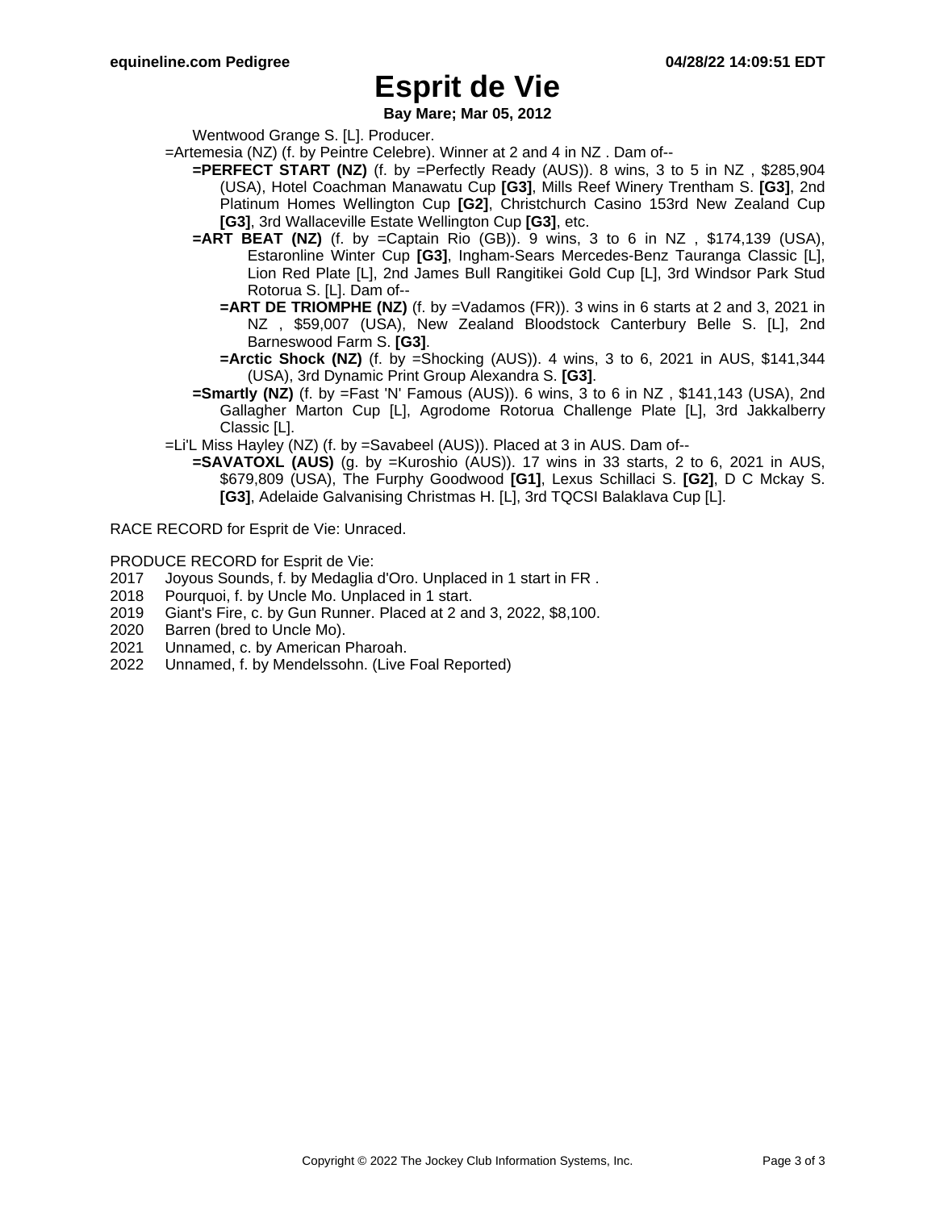# Esprit de Vie

**Bay Mare; Mar 05, 2012**

Wentwood Grange S. [L]. Producer.

=Artemesia (NZ) (f. by Peintre Celebre). Winner at 2 and 4 in NZ . Dam of--

- **=PERFECT START (NZ)** (f. by =Perfectly Ready (AUS)). 8 wins, 3 to 5 in NZ , $285,904 (USA), Hotel Coachman Manawatu Cup **[G3]**, Mills Reef Winery Trentham S. **[G3]**, 2nd Platinum Homes Wellington Cup **[G2]**, Christchurch Casino 153rd New Zealand Cup **[G3]**, 3rd Wallaceville Estate Wellington Cup **[G3]**, etc.
- **=ART BEAT (NZ)** (f. by =Captain Rio (GB)). 9 wins, 3 to 6 in NZ , $174,139 (USA), Estaronline Winter Cup **[G3]**, Ingham-Sears Mercedes-Benz Tauranga Classic [L], Lion Red Plate [L], 2nd James Bull Rangitikei Gold Cup [L], 3rd Windsor Park Stud Rotorua S. [L]. Dam of--
  - **=ART DE TRIOMPHE (NZ)** (f. by =Vadamos (FR)). 3 wins in 6 starts at 2 and 3, 2021 in NZ , $59,007 (USA), New Zealand Bloodstock Canterbury Belle S. [L], 2nd Barneswood Farm S. **[G3]**.
  - **=Arctic Shock (NZ)** (f. by =Shocking (AUS)). 4 wins, 3 to 6, 2021 in AUS, $141,344 (USA), 3rd Dynamic Print Group Alexandra S. **[G3]**.
- **=Smartly (NZ)** (f. by =Fast 'N' Famous (AUS)). 6 wins, 3 to 6 in NZ , $141,143 (USA), 2nd Gallagher Marton Cup [L], Agrodome Rotorua Challenge Plate [L], 3rd Jakkalberry Classic [L].

=Li'L Miss Hayley (NZ) (f. by =Savabeel (AUS)). Placed at 3 in AUS. Dam of--

- **=SAVATOXL (AUS)** (g. by =Kuroshio (AUS)). 17 wins in 33 starts, 2 to 6, 2021 in AUS, $679,809 (USA), The Furphy Goodwood **[G1]**, Lexus Schillaci S. **[G2]**, D C Mckay S. **[G3]**, Adelaide Galvanising Christmas H. [L], 3rd TQCSI Balaklava Cup [L].

RACE RECORD for Esprit de Vie: Unraced.

PRODUCE RECORD for Esprit de Vie:

| | |
|---|---|
| 2017 | Joyous Sounds, f. by Medaglia d'Oro. Unplaced in 1 start in FR . |
| 2018 | Pourquoi, f. by Uncle Mo. Unplaced in 1 start. |
| 2019 | Giant's Fire, c. by Gun Runner. Placed at 2 and 3, 2022, $8,100. |
| 2020 | Barren (bred to Uncle Mo). |
| 2021 | Unnamed, c. by American Pharoah. |
| 2022 | Unnamed, f. by Mendelssohn. (Live Foal Reported) |